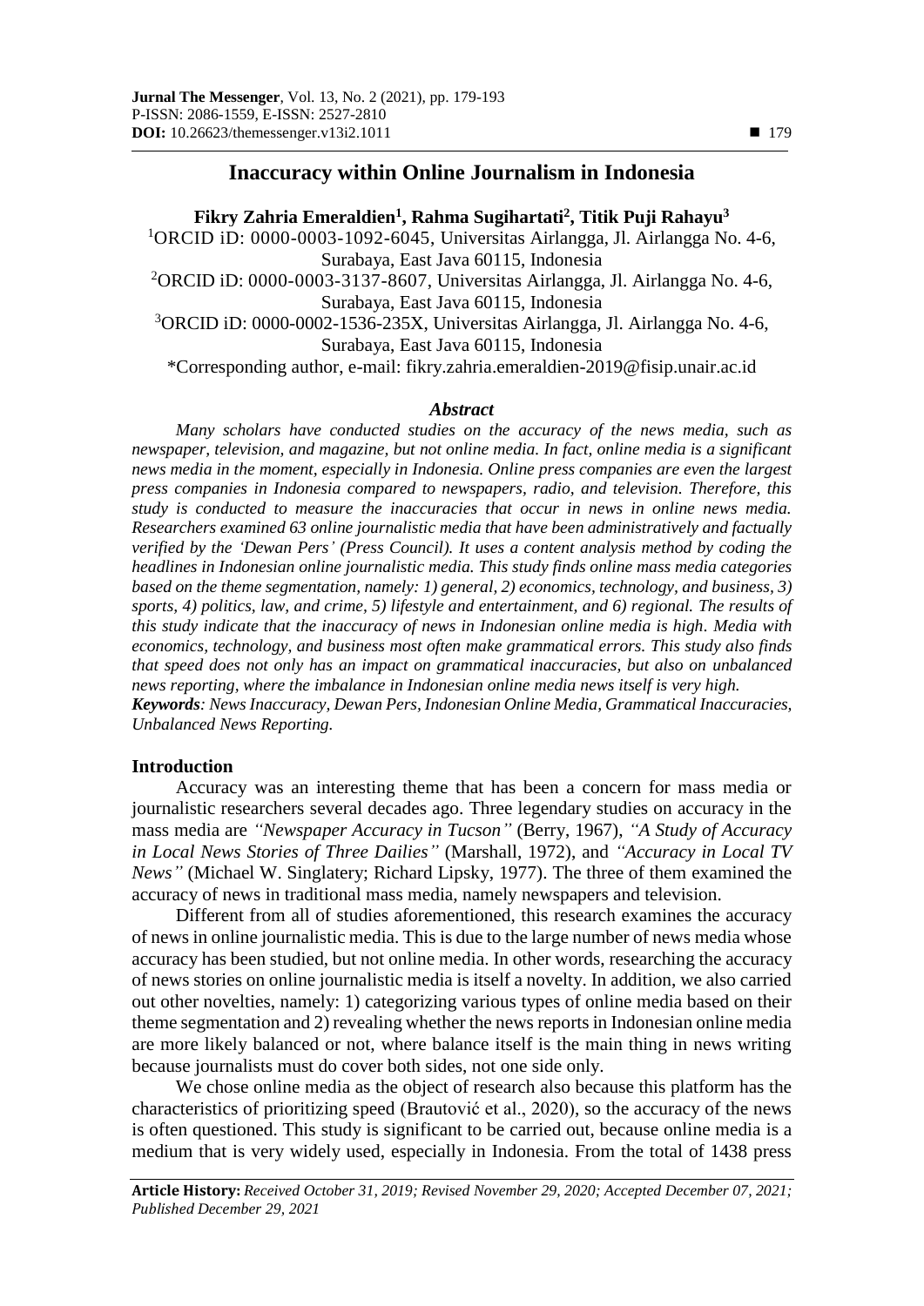# Inaccuracy within Online Journalism in Indonesia

**Fikry Zahria Emeraldien[1], Rahma Sugihartati[2], Titik Puji Rahayu[3]**

[1]ORCID iD: 0000-0003-1092-6045, Universitas Airlangga, Jl. Airlangga No. 4-6, Surabaya, East Java 60115, Indonesia

[2]ORCID iD: 0000-0003-3137-8607, Universitas Airlangga, Jl. Airlangga No. 4-6, Surabaya, East Java 60115, Indonesia

[3]ORCID iD: 0000-0002-1536-235X, Universitas Airlangga, Jl. Airlangga No. 4-6, Surabaya, East Java 60115, Indonesia

*Corresponding author, e-mail: fikry.zahria.emeraldien-2019@fisip.unair.ac.id

### *Abstract*

*Many scholars have conducted studies on the accuracy of the news media, such as newspaper, television, and magazine, but not online media. In fact, online media is a significant news media in the moment, especially in Indonesia. Online press companies are even the largest press companies in Indonesia compared to newspapers, radio, and television. Therefore, this study is conducted to measure the inaccuracies that occur in news in online news media. Researchers examined 63 online journalistic media that have been administratively and factually verified by the 'Dewan Pers' (Press Council). It uses a content analysis method by coding the headlines in Indonesian online journalistic media. This study finds online mass media categories based on the theme segmentation, namely: 1) general, 2) economics, technology, and business, 3) sports, 4) politics, law, and crime, 5) lifestyle and entertainment, and 6) regional. The results of this study indicate that the inaccuracy of news in Indonesian online media is high. Media with economics, technology, and business most often make grammatical errors. This study also finds that speed does not only has an impact on grammatical inaccuracies, but also on unbalanced news reporting, where the imbalance in Indonesian online media news itself is very high.*

***Keywords**: News Inaccuracy, Dewan Pers, Indonesian Online Media, Grammatical Inaccuracies, Unbalanced News Reporting.*

## Introduction

Accuracy was an interesting theme that has been a concern for mass media or journalistic researchers several decades ago. Three legendary studies on accuracy in the mass media are *"Newspaper Accuracy in Tucson"* (Berry, 1967), *"A Study of Accuracy in Local News Stories of Three Dailies"* (Marshall, 1972), and *"Accuracy in Local TV News"* (Michael W. Singlatery; Richard Lipsky, 1977). The three of them examined the accuracy of news in traditional mass media, namely newspapers and television.

Different from all of studies aforementioned, this research examines the accuracy of news in online journalistic media. This is due to the large number of news media whose accuracy has been studied, but not online media. In other words, researching the accuracy of news stories on online journalistic media is itself a novelty. In addition, we also carried out other novelties, namely: 1) categorizing various types of online media based on their theme segmentation and 2) revealing whether the news reports in Indonesian online media are more likely balanced or not, where balance itself is the main thing in news writing because journalists must do cover both sides, not one side only.

We chose online media as the object of research also because this platform has the characteristics of prioritizing speed (Brautović et al., 2020), so the accuracy of the news is often questioned. This study is significant to be carried out, because online media is a medium that is very widely used, especially in Indonesia. From the total of 1438 press

**Article History:** *Received October 31, 2019; Revised November 29, 2020; Accepted December 07, 2021; Published December 29, 2021*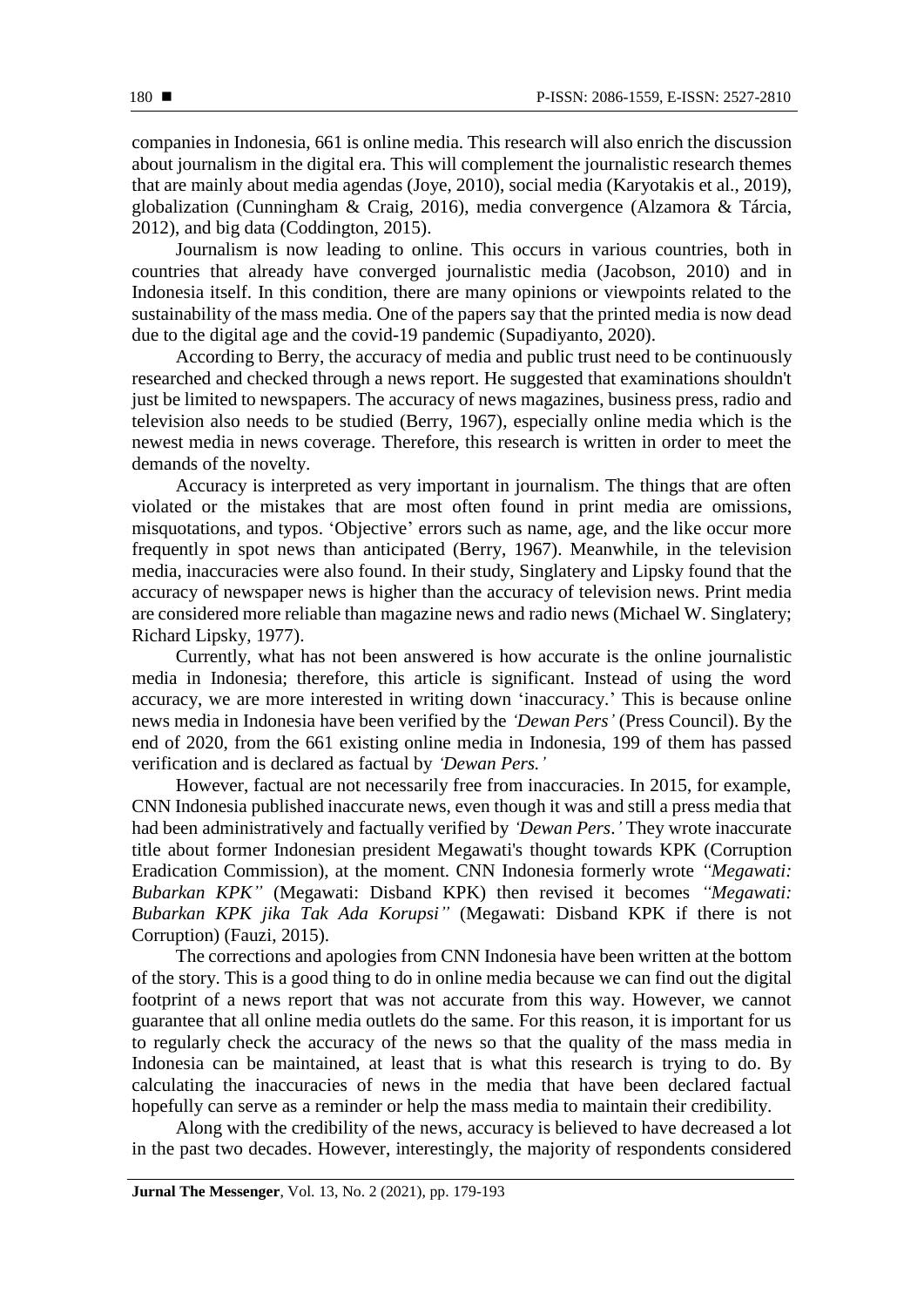companies in Indonesia, 661 is online media. This research will also enrich the discussion about journalism in the digital era. This will complement the journalistic research themes that are mainly about media agendas (Joye, 2010), social media (Karyotakis et al., 2019), globalization (Cunningham & Craig, 2016), media convergence (Alzamora & Tárcia, 2012), and big data (Coddington, 2015).

Journalism is now leading to online. This occurs in various countries, both in countries that already have converged journalistic media (Jacobson, 2010) and in Indonesia itself. In this condition, there are many opinions or viewpoints related to the sustainability of the mass media. One of the papers say that the printed media is now dead due to the digital age and the covid-19 pandemic (Supadiyanto, 2020).

According to Berry, the accuracy of media and public trust need to be continuously researched and checked through a news report. He suggested that examinations shouldn't just be limited to newspapers. The accuracy of news magazines, business press, radio and television also needs to be studied (Berry, 1967), especially online media which is the newest media in news coverage. Therefore, this research is written in order to meet the demands of the novelty.

Accuracy is interpreted as very important in journalism. The things that are often violated or the mistakes that are most often found in print media are omissions, misquotations, and typos. 'Objective' errors such as name, age, and the like occur more frequently in spot news than anticipated (Berry, 1967). Meanwhile, in the television media, inaccuracies were also found. In their study, Singlatery and Lipsky found that the accuracy of newspaper news is higher than the accuracy of television news. Print media are considered more reliable than magazine news and radio news (Michael W. Singlatery; Richard Lipsky, 1977).

Currently, what has not been answered is how accurate is the online journalistic media in Indonesia; therefore, this article is significant. Instead of using the word accuracy, we are more interested in writing down 'inaccuracy.' This is because online news media in Indonesia have been verified by the *'Dewan Pers'* (Press Council). By the end of 2020, from the 661 existing online media in Indonesia, 199 of them has passed verification and is declared as factual by *'Dewan Pers.'*

However, factual are not necessarily free from inaccuracies. In 2015, for example, CNN Indonesia published inaccurate news, even though it was and still a press media that had been administratively and factually verified by *'Dewan Pers.'* They wrote inaccurate title about former Indonesian president Megawati's thought towards KPK (Corruption Eradication Commission), at the moment. CNN Indonesia formerly wrote *"Megawati: Bubarkan KPK"* (Megawati: Disband KPK) then revised it becomes *"Megawati: Bubarkan KPK jika Tak Ada Korupsi"* (Megawati: Disband KPK if there is not Corruption) (Fauzi, 2015).

The corrections and apologies from CNN Indonesia have been written at the bottom of the story. This is a good thing to do in online media because we can find out the digital footprint of a news report that was not accurate from this way. However, we cannot guarantee that all online media outlets do the same. For this reason, it is important for us to regularly check the accuracy of the news so that the quality of the mass media in Indonesia can be maintained, at least that is what this research is trying to do. By calculating the inaccuracies of news in the media that have been declared factual hopefully can serve as a reminder or help the mass media to maintain their credibility.

Along with the credibility of the news, accuracy is believed to have decreased a lot in the past two decades. However, interestingly, the majority of respondents considered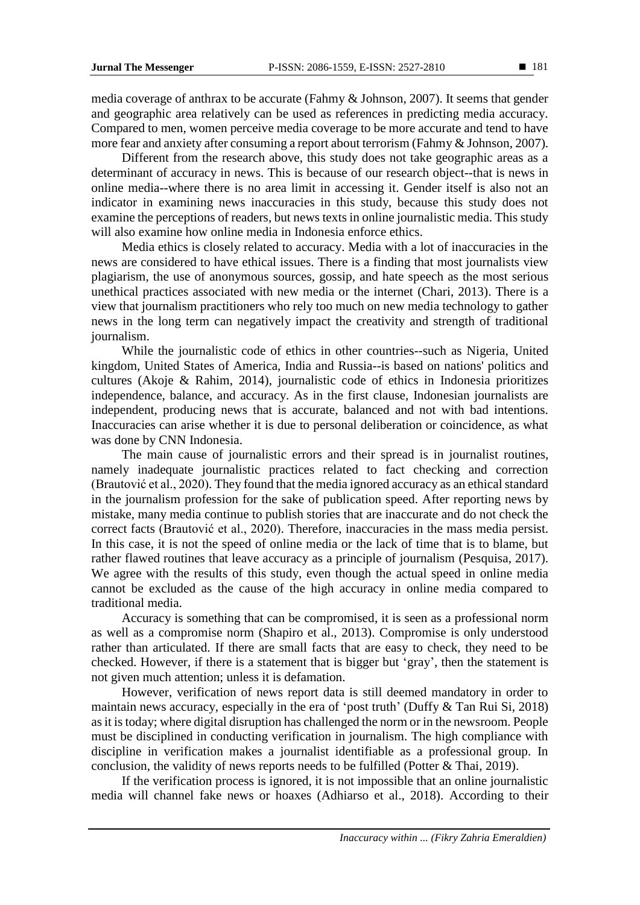media coverage of anthrax to be accurate (Fahmy & Johnson, 2007). It seems that gender and geographic area relatively can be used as references in predicting media accuracy. Compared to men, women perceive media coverage to be more accurate and tend to have more fear and anxiety after consuming a report about terrorism (Fahmy & Johnson, 2007).

Different from the research above, this study does not take geographic areas as a determinant of accuracy in news. This is because of our research object--that is news in online media--where there is no area limit in accessing it. Gender itself is also not an indicator in examining news inaccuracies in this study, because this study does not examine the perceptions of readers, but news texts in online journalistic media. This study will also examine how online media in Indonesia enforce ethics.

Media ethics is closely related to accuracy. Media with a lot of inaccuracies in the news are considered to have ethical issues. There is a finding that most journalists view plagiarism, the use of anonymous sources, gossip, and hate speech as the most serious unethical practices associated with new media or the internet (Chari, 2013). There is a view that journalism practitioners who rely too much on new media technology to gather news in the long term can negatively impact the creativity and strength of traditional journalism.

While the journalistic code of ethics in other countries--such as Nigeria, United kingdom, United States of America, India and Russia--is based on nations' politics and cultures (Akoje & Rahim, 2014), journalistic code of ethics in Indonesia prioritizes independence, balance, and accuracy. As in the first clause, Indonesian journalists are independent, producing news that is accurate, balanced and not with bad intentions. Inaccuracies can arise whether it is due to personal deliberation or coincidence, as what was done by CNN Indonesia.

The main cause of journalistic errors and their spread is in journalist routines, namely inadequate journalistic practices related to fact checking and correction (Brautović et al., 2020). They found that the media ignored accuracy as an ethical standard in the journalism profession for the sake of publication speed. After reporting news by mistake, many media continue to publish stories that are inaccurate and do not check the correct facts (Brautović et al., 2020). Therefore, inaccuracies in the mass media persist. In this case, it is not the speed of online media or the lack of time that is to blame, but rather flawed routines that leave accuracy as a principle of journalism (Pesquisa, 2017). We agree with the results of this study, even though the actual speed in online media cannot be excluded as the cause of the high accuracy in online media compared to traditional media.

Accuracy is something that can be compromised, it is seen as a professional norm as well as a compromise norm (Shapiro et al., 2013). Compromise is only understood rather than articulated. If there are small facts that are easy to check, they need to be checked. However, if there is a statement that is bigger but 'gray', then the statement is not given much attention; unless it is defamation.

However, verification of news report data is still deemed mandatory in order to maintain news accuracy, especially in the era of 'post truth' (Duffy & Tan Rui Si, 2018) as it is today; where digital disruption has challenged the norm or in the newsroom. People must be disciplined in conducting verification in journalism. The high compliance with discipline in verification makes a journalist identifiable as a professional group. In conclusion, the validity of news reports needs to be fulfilled (Potter & Thai, 2019).

If the verification process is ignored, it is not impossible that an online journalistic media will channel fake news or hoaxes (Adhiarso et al., 2018). According to their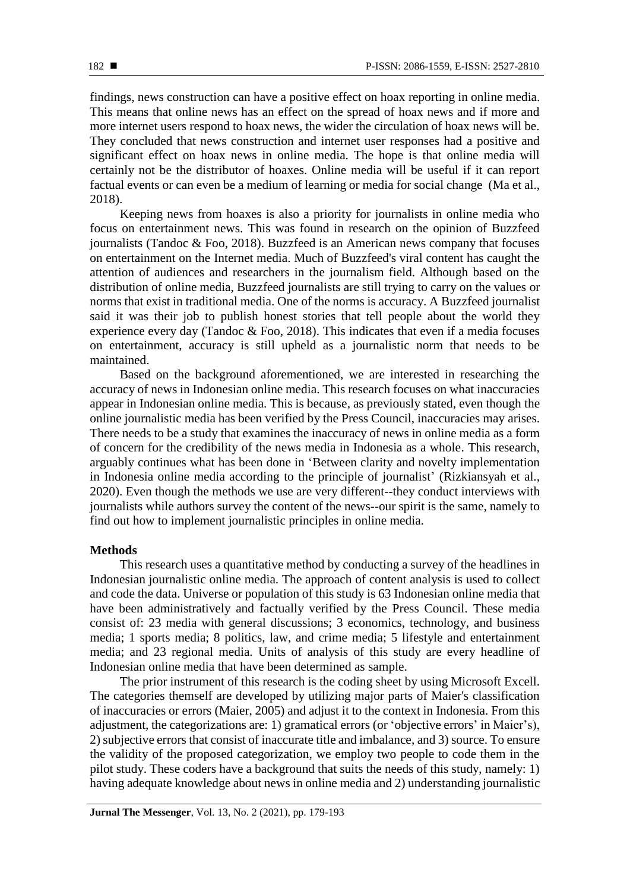findings, news construction can have a positive effect on hoax reporting in online media. This means that online news has an effect on the spread of hoax news and if more and more internet users respond to hoax news, the wider the circulation of hoax news will be. They concluded that news construction and internet user responses had a positive and significant effect on hoax news in online media. The hope is that online media will certainly not be the distributor of hoaxes. Online media will be useful if it can report factual events or can even be a medium of learning or media for social change (Ma et al., 2018).

Keeping news from hoaxes is also a priority for journalists in online media who focus on entertainment news. This was found in research on the opinion of Buzzfeed journalists (Tandoc & Foo, 2018). Buzzfeed is an American news company that focuses on entertainment on the Internet media. Much of Buzzfeed's viral content has caught the attention of audiences and researchers in the journalism field. Although based on the distribution of online media, Buzzfeed journalists are still trying to carry on the values or norms that exist in traditional media. One of the norms is accuracy. A Buzzfeed journalist said it was their job to publish honest stories that tell people about the world they experience every day (Tandoc & Foo, 2018). This indicates that even if a media focuses on entertainment, accuracy is still upheld as a journalistic norm that needs to be maintained.

Based on the background aforementioned, we are interested in researching the accuracy of news in Indonesian online media. This research focuses on what inaccuracies appear in Indonesian online media. This is because, as previously stated, even though the online journalistic media has been verified by the Press Council, inaccuracies may arises. There needs to be a study that examines the inaccuracy of news in online media as a form of concern for the credibility of the news media in Indonesia as a whole. This research, arguably continues what has been done in 'Between clarity and novelty implementation in Indonesia online media according to the principle of journalist' (Rizkiansyah et al., 2020). Even though the methods we use are very different--they conduct interviews with journalists while authors survey the content of the news--our spirit is the same, namely to find out how to implement journalistic principles in online media.

## Methods

This research uses a quantitative method by conducting a survey of the headlines in Indonesian journalistic online media. The approach of content analysis is used to collect and code the data. Universe or population of this study is 63 Indonesian online media that have been administratively and factually verified by the Press Council. These media consist of: 23 media with general discussions; 3 economics, technology, and business media; 1 sports media; 8 politics, law, and crime media; 5 lifestyle and entertainment media; and 23 regional media. Units of analysis of this study are every headline of Indonesian online media that have been determined as sample.

The prior instrument of this research is the coding sheet by using Microsoft Excell. The categories themself are developed by utilizing major parts of Maier's classification of inaccuracies or errors (Maier, 2005) and adjust it to the context in Indonesia. From this adjustment, the categorizations are: 1) gramatical errors (or 'objective errors' in Maier's), 2) subjective errors that consist of inaccurate title and imbalance, and 3) source. To ensure the validity of the proposed categorization, we employ two people to code them in the pilot study. These coders have a background that suits the needs of this study, namely: 1) having adequate knowledge about news in online media and 2) understanding journalistic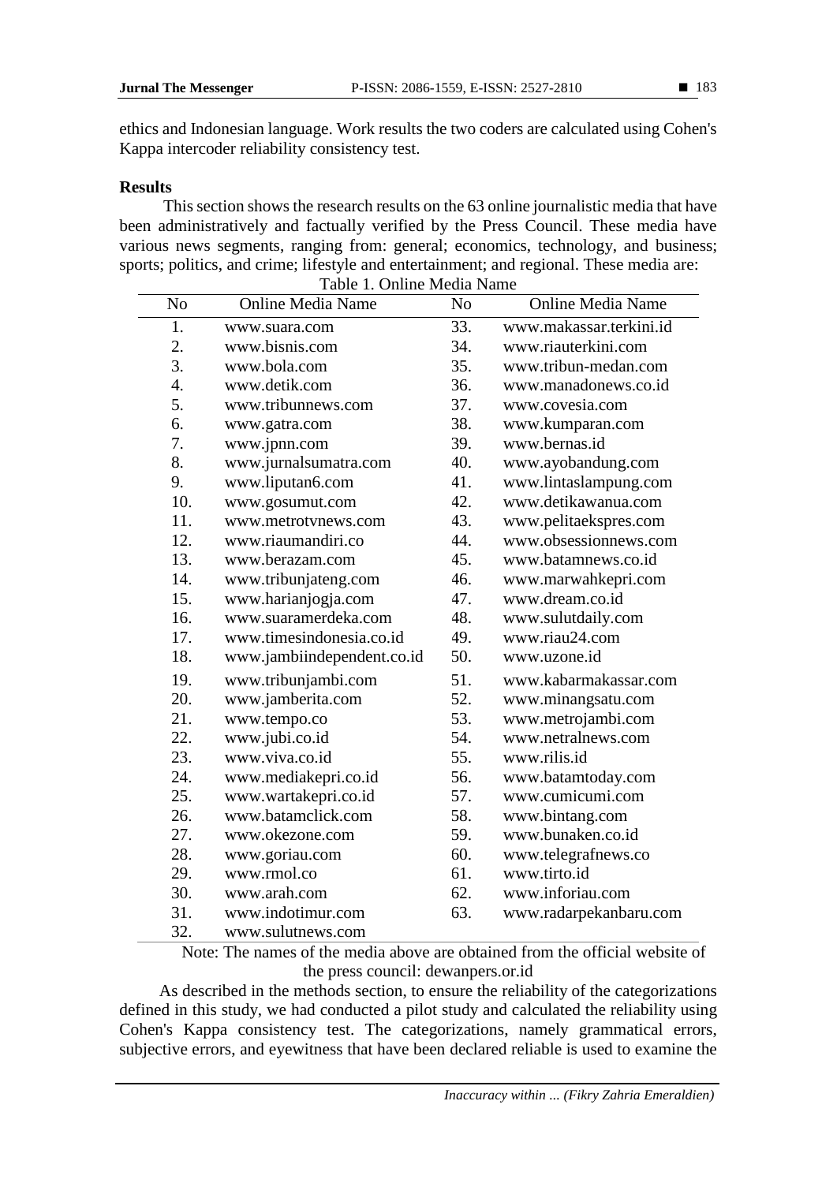ethics and Indonesian language. Work results the two coders are calculated using Cohen's Kappa intercoder reliability consistency test.

**Results**

This section shows the research results on the 63 online journalistic media that have been administratively and factually verified by the Press Council. These media have various news segments, ranging from: general; economics, technology, and business; sports; politics, and crime; lifestyle and entertainment; and regional. These media are:

Table 1. Online Media Name

| No | Online Media Name | No | Online Media Name |
|---|---|---|---|
| 1. | www.suara.com | 33. | www.makassar.terkini.id |
| 2. | www.bisnis.com | 34. | www.riauterkini.com |
| 3. | www.bola.com | 35. | www.tribun-medan.com |
| 4. | www.detik.com | 36. | www.manadonews.co.id |
| 5. | www.tribunnews.com | 37. | www.covesia.com |
| 6. | www.gatra.com | 38. | www.kumparan.com |
| 7. | www.jpnn.com | 39. | www.bernas.id |
| 8. | www.jurnalsumatra.com | 40. | www.ayobandung.com |
| 9. | www.liputan6.com | 41. | www.lintaslampung.com |
| 10. | www.gosumut.com | 42. | www.detikawanua.com |
| 11. | www.metrotvnews.com | 43. | www.pelitaekspres.com |
| 12. | www.riaumandiri.co | 44. | www.obsessionnews.com |
| 13. | www.berazam.com | 45. | www.batamnews.co.id |
| 14. | www.tribunjateng.com | 46. | www.marwahkepri.com |
| 15. | www.harianjogja.com | 47. | www.dream.co.id |
| 16. | www.suaramerdeka.com | 48. | www.sulutdaily.com |
| 17. | www.timesindonesia.co.id | 49. | www.riau24.com |
| 18. | www.jambiindependent.co.id | 50. | www.uzone.id |
| 19. | www.tribunjambi.com | 51. | www.kabarmakassar.com |
| 20. | www.jamberita.com | 52. | www.minangsatu.com |
| 21. | www.tempo.co | 53. | www.metrojambi.com |
| 22. | www.jubi.co.id | 54. | www.netralnews.com |
| 23. | www.viva.co.id | 55. | www.rilis.id |
| 24. | www.mediakepri.co.id | 56. | www.batamtoday.com |
| 25. | www.wartakepri.co.id | 57. | www.cumicumi.com |
| 26. | www.batamclick.com | 58. | www.bintang.com |
| 27. | www.okezone.com | 59. | www.bunaken.co.id |
| 28. | www.goriau.com | 60. | www.telegrafnews.co |
| 29. | www.rmol.co | 61. | www.tirto.id |
| 30. | www.arah.com | 62. | www.inforiau.com |
| 31. | www.indotimur.com | 63. | www.radarpekanbaru.com |
| 32. | www.sulutnews.com | | |

Note: The names of the media above are obtained from the official website of the press council: dewanpers.or.id

As described in the methods section, to ensure the reliability of the categorizations defined in this study, we had conducted a pilot study and calculated the reliability using Cohen's Kappa consistency test. The categorizations, namely grammatical errors, subjective errors, and eyewitness that have been declared reliable is used to examine the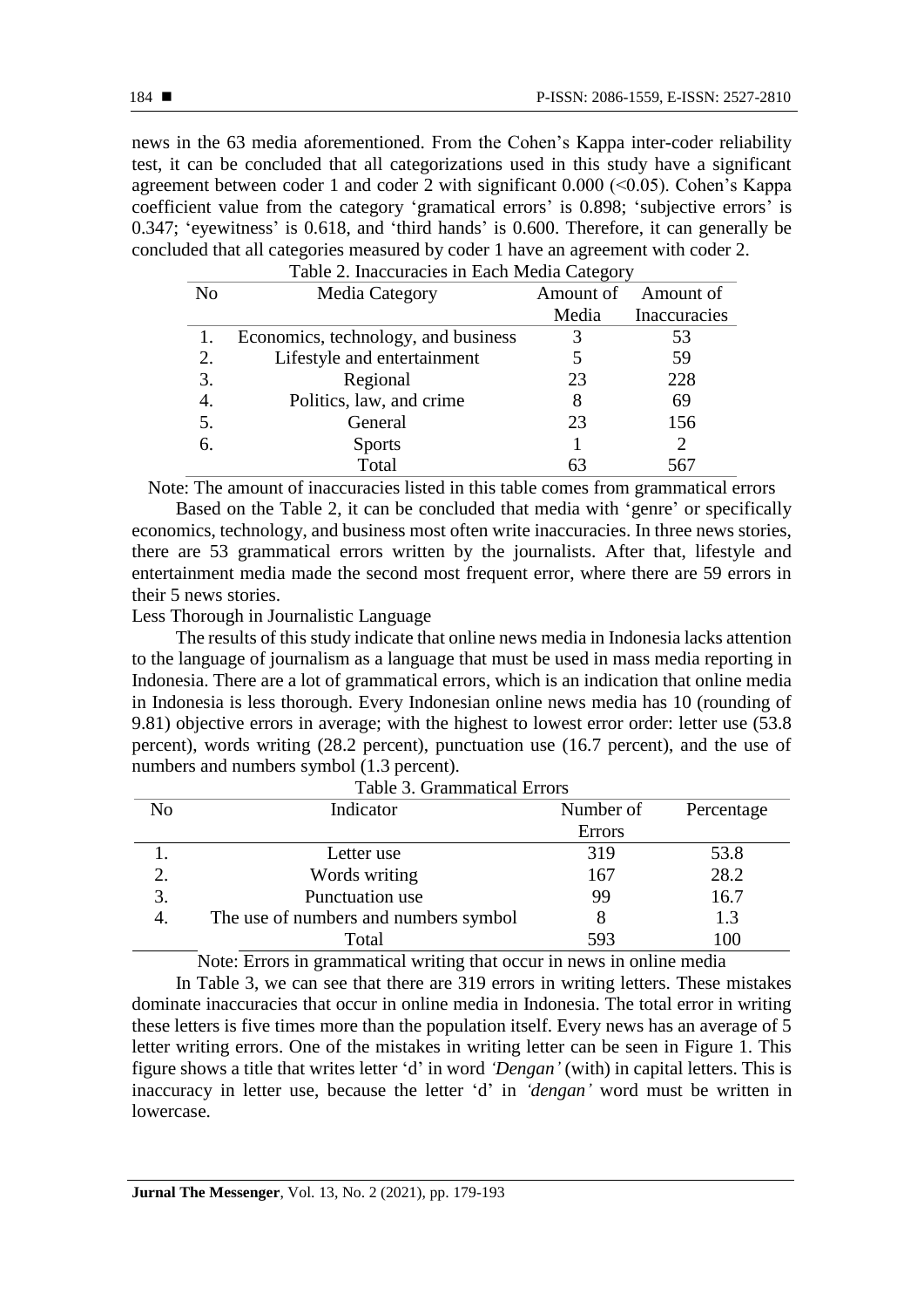news in the 63 media aforementioned. From the Cohen's Kappa inter-coder reliability test, it can be concluded that all categorizations used in this study have a significant agreement between coder 1 and coder 2 with significant 0.000 (<0.05). Cohen's Kappa coefficient value from the category 'gramatical errors' is 0.898; 'subjective errors' is 0.347; 'eyewitness' is 0.618, and 'third hands' is 0.600. Therefore, it can generally be concluded that all categories measured by coder 1 have an agreement with coder 2.

Table 2. Inaccuracies in Each Media Category

| No | Media Category | Amount of Media | Amount of Inaccuracies |
|---|---|---|---|
| 1. | Economics, technology, and business | 3 | 53 |
| 2. | Lifestyle and entertainment | 5 | 59 |
| 3. | Regional | 23 | 228 |
| 4. | Politics, law, and crime | 8 | 69 |
| 5. | General | 23 | 156 |
| 6. | Sports | 1 | 2 |
| | Total | 63 | 567 |

Note: The amount of inaccuracies listed in this table comes from grammatical errors

Based on the Table 2, it can be concluded that media with 'genre' or specifically economics, technology, and business most often write inaccuracies. In three news stories, there are 53 grammatical errors written by the journalists. After that, lifestyle and entertainment media made the second most frequent error, where there are 59 errors in their 5 news stories.

Less Thorough in Journalistic Language

The results of this study indicate that online news media in Indonesia lacks attention to the language of journalism as a language that must be used in mass media reporting in Indonesia. There are a lot of grammatical errors, which is an indication that online media in Indonesia is less thorough. Every Indonesian online news media has 10 (rounding of 9.81) objective errors in average; with the highest to lowest error order: letter use (53.8 percent), words writing (28.2 percent), punctuation use (16.7 percent), and the use of numbers and numbers symbol (1.3 percent).

Table 3. Grammatical Errors

| No | Indicator | Number of Errors | Percentage |
|---|---|---|---|
| 1. | Letter use | 319 | 53.8 |
| 2. | Words writing | 167 | 28.2 |
| 3. | Punctuation use | 99 | 16.7 |
| 4. | The use of numbers and numbers symbol | 8 | 1.3 |
| | Total | 593 | 100 |

Note: Errors in grammatical writing that occur in news in online media

In Table 3, we can see that there are 319 errors in writing letters. These mistakes dominate inaccuracies that occur in online media in Indonesia. The total error in writing these letters is five times more than the population itself. Every news has an average of 5 letter writing errors. One of the mistakes in writing letter can be seen in Figure 1. This figure shows a title that writes letter 'd' in word *'Dengan'* (with) in capital letters. This is inaccuracy in letter use, because the letter 'd' in *'dengan'* word must be written in lowercase.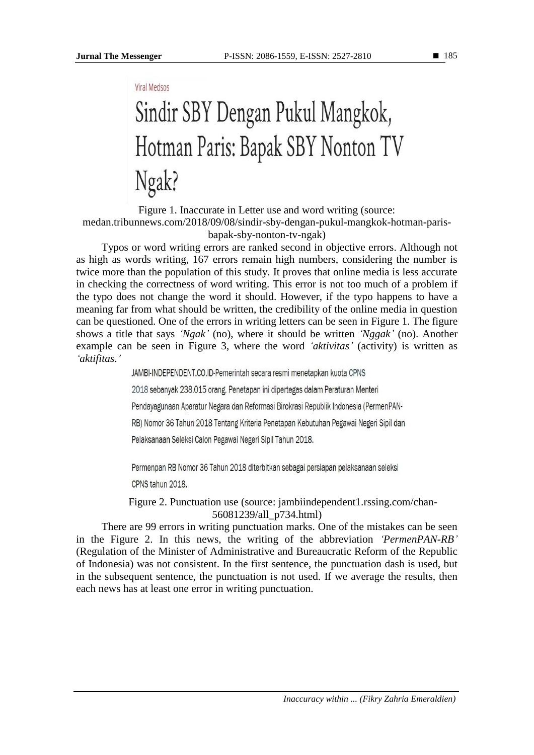Viral Medsos

Sindir SBY Dengan Pukul Mangkok, Hotman Paris: Bapak SBY Nonton TV Ngak?

Figure 1. Inaccurate in Letter use and word writing (source: medan.tribunnews.com/2018/09/08/sindir-sby-dengan-pukul-mangkok-hotman-paris-bapak-sby-nonton-tv-ngak)

Typos or word writing errors are ranked second in objective errors. Although not as high as words writing, 167 errors remain high numbers, considering the number is twice more than the population of this study. It proves that online media is less accurate in checking the correctness of word writing. This error is not too much of a problem if the typo does not change the word it should. However, if the typo happens to have a meaning far from what should be written, the credibility of the online media in question can be questioned. One of the errors in writing letters can be seen in Figure 1. The figure shows a title that says *'Ngak'* (no), where it should be written *'Nggak'* (no). Another example can be seen in Figure 3, where the word *'aktivitas'* (activity) is written as *'aktifitas.'*

JAMBI-INDEPENDENT.CO.ID-Pemerintah secara resmi menetapkan kuota CPNS 2018 sebanyak 238.015 orang. Penetapan ini dipertegas dalam Peraturan Menteri Pendayagunaan Aparatur Negara dan Reformasi Birokrasi Republik Indonesia (PermenPAN-RB) Nomor 36 Tahun 2018 Tentang Kriteria Penetapan Kebutuhan Pegawai Negeri Sipil dan Pelaksanaan Seleksi Calon Pegawai Negeri Sipil Tahun 2018.

Permenpan RB Nomor 36 Tahun 2018 diterbitkan sebagai persiapan pelaksanaan seleksi CPNS tahun 2018.

Figure 2. Punctuation use (source: jambiindependent1.rssing.com/chan-56081239/all_p734.html)

There are 99 errors in writing punctuation marks. One of the mistakes can be seen in the Figure 2. In this news, the writing of the abbreviation *'PermenPAN-RB'* (Regulation of the Minister of Administrative and Bureaucratic Reform of the Republic of Indonesia) was not consistent. In the first sentence, the punctuation dash is used, but in the subsequent sentence, the punctuation is not used. If we average the results, then each news has at least one error in writing punctuation.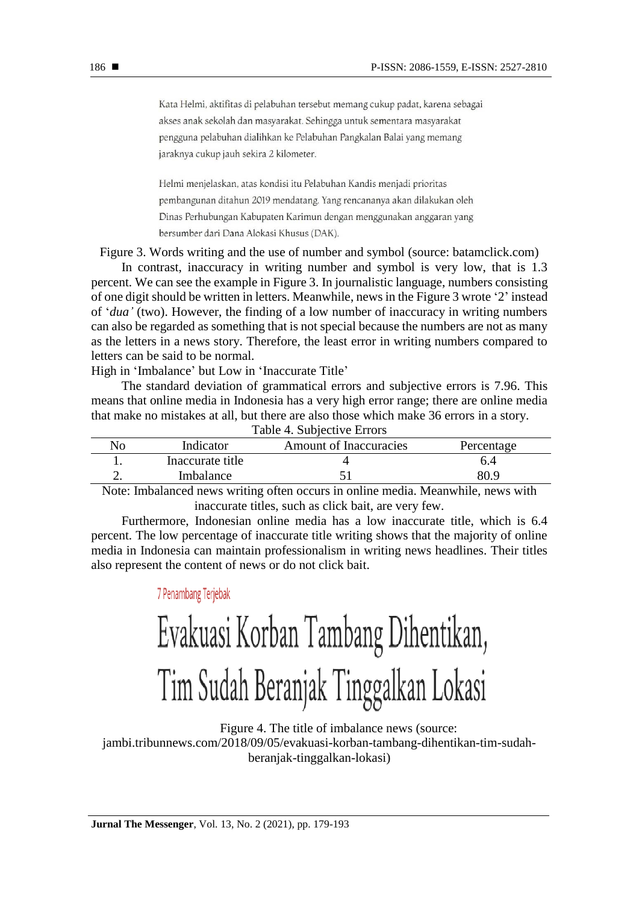Kata Helmi, aktifitas di pelabuhan tersebut memang cukup padat, karena sebagai akses anak sekolah dan masyarakat. Sehingga untuk sementara masyarakat pengguna pelabuhan dialihkan ke Pelabuhan Pangkalan Balai yang memang jaraknya cukup jauh sekira 2 kilometer.

Helmi menjelaskan, atas kondisi itu Pelabuhan Kandis menjadi prioritas pembangunan ditahun 2019 mendatang. Yang rencananya akan dilakukan oleh Dinas Perhubungan Kabupaten Karimun dengan menggunakan anggaran yang bersumber dari Dana Alokasi Khusus (DAK).

Figure 3. Words writing and the use of number and symbol (source: batamclick.com)

In contrast, inaccuracy in writing number and symbol is very low, that is 1.3 percent. We can see the example in Figure 3. In journalistic language, numbers consisting of one digit should be written in letters. Meanwhile, news in the Figure 3 wrote '2' instead of '*dua'* (two). However, the finding of a low number of inaccuracy in writing numbers can also be regarded as something that is not special because the numbers are not as many as the letters in a news story. Therefore, the least error in writing numbers compared to letters can be said to be normal.

High in 'Imbalance' but Low in 'Inaccurate Title'

The standard deviation of grammatical errors and subjective errors is 7.96. This means that online media in Indonesia has a very high error range; there are online media that make no mistakes at all, but there are also those which make 36 errors in a story.

Table 4. Subjective Errors

| No | Indicator | Amount of Inaccuracies | Percentage |
|---|---|---|---|
| 1. | Inaccurate title | 4 | 6.4 |
| 2. | Imbalance | 51 | 80.9 |

Note: Imbalanced news writing often occurs in online media. Meanwhile, news with inaccurate titles, such as click bait, are very few.

Furthermore, Indonesian online media has a low inaccurate title, which is 6.4 percent. The low percentage of inaccurate title writing shows that the majority of online media in Indonesia can maintain professionalism in writing news headlines. Their titles also represent the content of news or do not click bait.

7 Penambang Terjebak

Evakuasi Korban Tambang Dihentikan, Tim Sudah Beranjak Tinggalkan Lokasi

Figure 4. The title of imbalance news (source: jambi.tribunnews.com/2018/09/05/evakuasi-korban-tambang-dihentikan-tim-sudah-beranjak-tinggalkan-lokasi)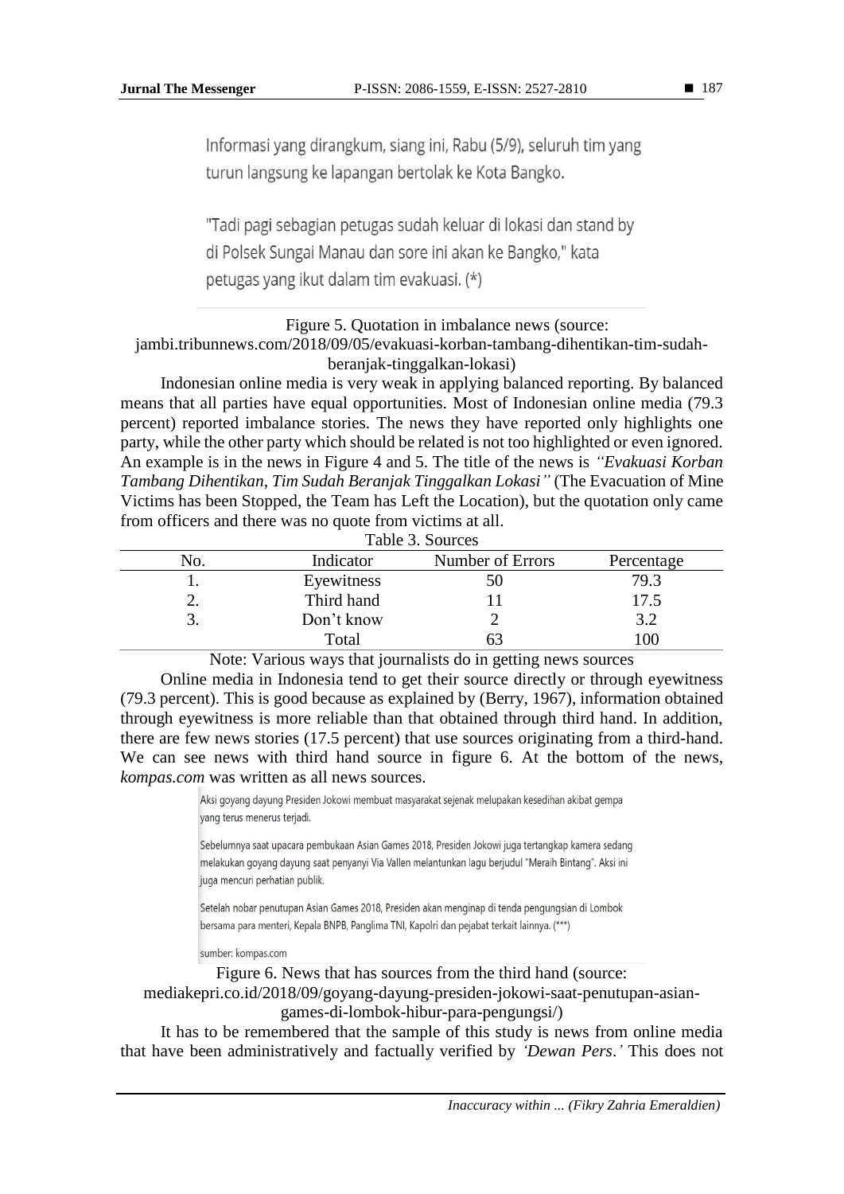Informasi yang dirangkum, siang ini, Rabu (5/9), seluruh tim yang turun langsung ke lapangan bertolak ke Kota Bangko.

"Tadi pagi sebagian petugas sudah keluar di lokasi dan stand by di Polsek Sungai Manau dan sore ini akan ke Bangko," kata petugas yang ikut dalam tim evakuasi. (*)

Figure 5. Quotation in imbalance news (source: jambi.tribunnews.com/2018/09/05/evakuasi-korban-tambang-dihentikan-tim-sudah-beranjak-tinggalkan-lokasi)

Indonesian online media is very weak in applying balanced reporting. By balanced means that all parties have equal opportunities. Most of Indonesian online media (79.3 percent) reported imbalance stories. The news they have reported only highlights one party, while the other party which should be related is not too highlighted or even ignored. An example is in the news in Figure 4 and 5. The title of the news is *"Evakuasi Korban Tambang Dihentikan, Tim Sudah Beranjak Tinggalkan Lokasi"* (The Evacuation of Mine Victims has been Stopped, the Team has Left the Location), but the quotation only came from officers and there was no quote from victims at all.

Table 3. Sources

| No. | Indicator | Number of Errors | Percentage |
|---|---|---|---|
| 1. | Eyewitness | 50 | 79.3 |
| 2. | Third hand | 11 | 17.5 |
| 3. | Don't know | 2 | 3.2 |
| | Total | 63 | 100 |

Note: Various ways that journalists do in getting news sources

Online media in Indonesia tend to get their source directly or through eyewitness (79.3 percent). This is good because as explained by (Berry, 1967), information obtained through eyewitness is more reliable than that obtained through third hand. In addition, there are few news stories (17.5 percent) that use sources originating from a third-hand. We can see news with third hand source in figure 6. At the bottom of the news, *kompas.com* was written as all news sources.

Aksi goyang dayung Presiden Jokowi membuat masyarakat sejenak melupakan kesedihan akibat gempa yang terus menerus terjadi.

Sebelumnya saat upacara pembukaan Asian Games 2018, Presiden Jokowi juga tertangkap kamera sedang melakukan goyang dayung saat penyanyi Via Vallen melantunkan lagu berjudul "Meraih Bintang". Aksi ini juga mencuri perhatian publik.

Setelah nobar penutupan Asian Games 2018, Presiden akan menginap di tenda pengungsian di Lombok bersama para menteri, Kepala BNPB, Panglima TNI, Kapolri dan pejabat terkait lainnya. (***)

sumber: kompas.com

Figure 6. News that has sources from the third hand (source: mediakepri.co.id/2018/09/goyang-dayung-presiden-jokowi-saat-penutupan-asian-games-di-lombok-hibur-para-pengungsi/)

It has to be remembered that the sample of this study is news from online media that have been administratively and factually verified by *'Dewan Pers.'* This does not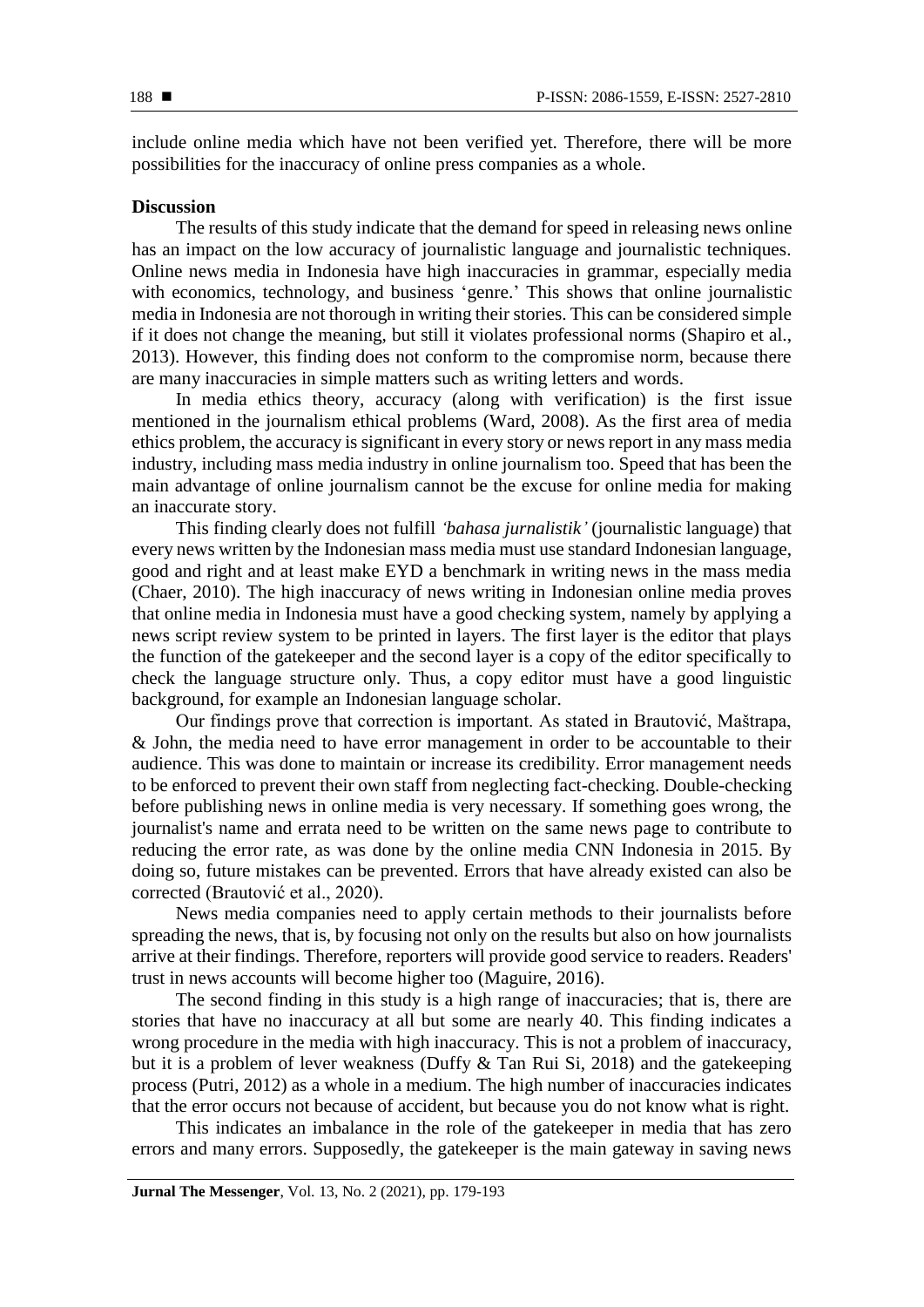include online media which have not been verified yet. Therefore, there will be more possibilities for the inaccuracy of online press companies as a whole.

**Discussion**

The results of this study indicate that the demand for speed in releasing news online has an impact on the low accuracy of journalistic language and journalistic techniques. Online news media in Indonesia have high inaccuracies in grammar, especially media with economics, technology, and business 'genre.' This shows that online journalistic media in Indonesia are not thorough in writing their stories. This can be considered simple if it does not change the meaning, but still it violates professional norms (Shapiro et al., 2013). However, this finding does not conform to the compromise norm, because there are many inaccuracies in simple matters such as writing letters and words.

In media ethics theory, accuracy (along with verification) is the first issue mentioned in the journalism ethical problems (Ward, 2008). As the first area of media ethics problem, the accuracy is significant in every story or news report in any mass media industry, including mass media industry in online journalism too. Speed that has been the main advantage of online journalism cannot be the excuse for online media for making an inaccurate story.

This finding clearly does not fulfill *'bahasa jurnalistik'* (journalistic language) that every news written by the Indonesian mass media must use standard Indonesian language, good and right and at least make EYD a benchmark in writing news in the mass media (Chaer, 2010). The high inaccuracy of news writing in Indonesian online media proves that online media in Indonesia must have a good checking system, namely by applying a news script review system to be printed in layers. The first layer is the editor that plays the function of the gatekeeper and the second layer is a copy of the editor specifically to check the language structure only. Thus, a copy editor must have a good linguistic background, for example an Indonesian language scholar.

Our findings prove that correction is important. As stated in Brautović, Maštrapa, & John, the media need to have error management in order to be accountable to their audience. This was done to maintain or increase its credibility. Error management needs to be enforced to prevent their own staff from neglecting fact-checking. Double-checking before publishing news in online media is very necessary. If something goes wrong, the journalist's name and errata need to be written on the same news page to contribute to reducing the error rate, as was done by the online media CNN Indonesia in 2015. By doing so, future mistakes can be prevented. Errors that have already existed can also be corrected (Brautović et al., 2020).

News media companies need to apply certain methods to their journalists before spreading the news, that is, by focusing not only on the results but also on how journalists arrive at their findings. Therefore, reporters will provide good service to readers. Readers' trust in news accounts will become higher too (Maguire, 2016).

The second finding in this study is a high range of inaccuracies; that is, there are stories that have no inaccuracy at all but some are nearly 40. This finding indicates a wrong procedure in the media with high inaccuracy. This is not a problem of inaccuracy, but it is a problem of lever weakness (Duffy & Tan Rui Si, 2018) and the gatekeeping process (Putri, 2012) as a whole in a medium. The high number of inaccuracies indicates that the error occurs not because of accident, but because you do not know what is right.

This indicates an imbalance in the role of the gatekeeper in media that has zero errors and many errors. Supposedly, the gatekeeper is the main gateway in saving news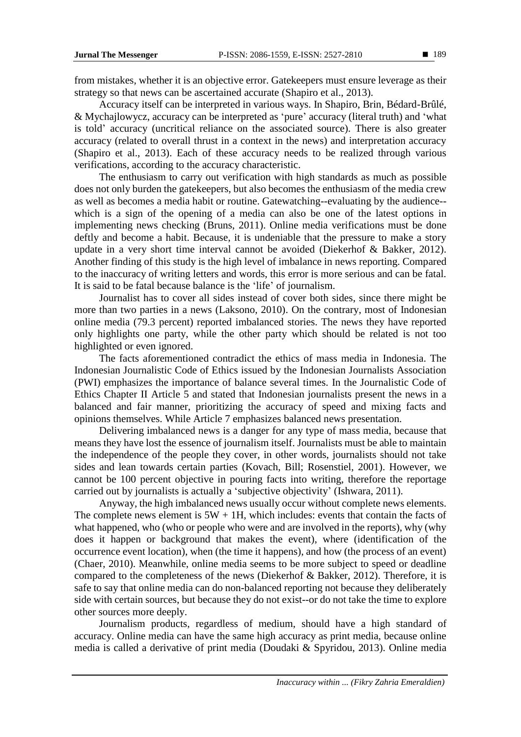from mistakes, whether it is an objective error. Gatekeepers must ensure leverage as their strategy so that news can be ascertained accurate (Shapiro et al., 2013).

Accuracy itself can be interpreted in various ways. In Shapiro, Brin, Bédard-Brûlé, & Mychajlowycz, accuracy can be interpreted as 'pure' accuracy (literal truth) and 'what is told' accuracy (uncritical reliance on the associated source). There is also greater accuracy (related to overall thrust in a context in the news) and interpretation accuracy (Shapiro et al., 2013). Each of these accuracy needs to be realized through various verifications, according to the accuracy characteristic.

The enthusiasm to carry out verification with high standards as much as possible does not only burden the gatekeepers, but also becomes the enthusiasm of the media crew as well as becomes a media habit or routine. Gatewatching--evaluating by the audience--which is a sign of the opening of a media can also be one of the latest options in implementing news checking (Bruns, 2011). Online media verifications must be done deftly and become a habit. Because, it is undeniable that the pressure to make a story update in a very short time interval cannot be avoided (Diekerhof & Bakker, 2012). Another finding of this study is the high level of imbalance in news reporting. Compared to the inaccuracy of writing letters and words, this error is more serious and can be fatal. It is said to be fatal because balance is the 'life' of journalism.

Journalist has to cover all sides instead of cover both sides, since there might be more than two parties in a news (Laksono, 2010). On the contrary, most of Indonesian online media (79.3 percent) reported imbalanced stories. The news they have reported only highlights one party, while the other party which should be related is not too highlighted or even ignored.

The facts aforementioned contradict the ethics of mass media in Indonesia. The Indonesian Journalistic Code of Ethics issued by the Indonesian Journalists Association (PWI) emphasizes the importance of balance several times. In the Journalistic Code of Ethics Chapter II Article 5 and stated that Indonesian journalists present the news in a balanced and fair manner, prioritizing the accuracy of speed and mixing facts and opinions themselves. While Article 7 emphasizes balanced news presentation.

Delivering imbalanced news is a danger for any type of mass media, because that means they have lost the essence of journalism itself. Journalists must be able to maintain the independence of the people they cover, in other words, journalists should not take sides and lean towards certain parties (Kovach, Bill; Rosenstiel, 2001). However, we cannot be 100 percent objective in pouring facts into writing, therefore the reportage carried out by journalists is actually a 'subjective objectivity' (Ishwara, 2011).

Anyway, the high imbalanced news usually occur without complete news elements. The complete news element is 5W + 1H, which includes: events that contain the facts of what happened, who (who or people who were and are involved in the reports), why (why does it happen or background that makes the event), where (identification of the occurrence event location), when (the time it happens), and how (the process of an event) (Chaer, 2010). Meanwhile, online media seems to be more subject to speed or deadline compared to the completeness of the news (Diekerhof & Bakker, 2012). Therefore, it is safe to say that online media can do non-balanced reporting not because they deliberately side with certain sources, but because they do not exist--or do not take the time to explore other sources more deeply.

Journalism products, regardless of medium, should have a high standard of accuracy. Online media can have the same high accuracy as print media, because online media is called a derivative of print media (Doudaki & Spyridou, 2013). Online media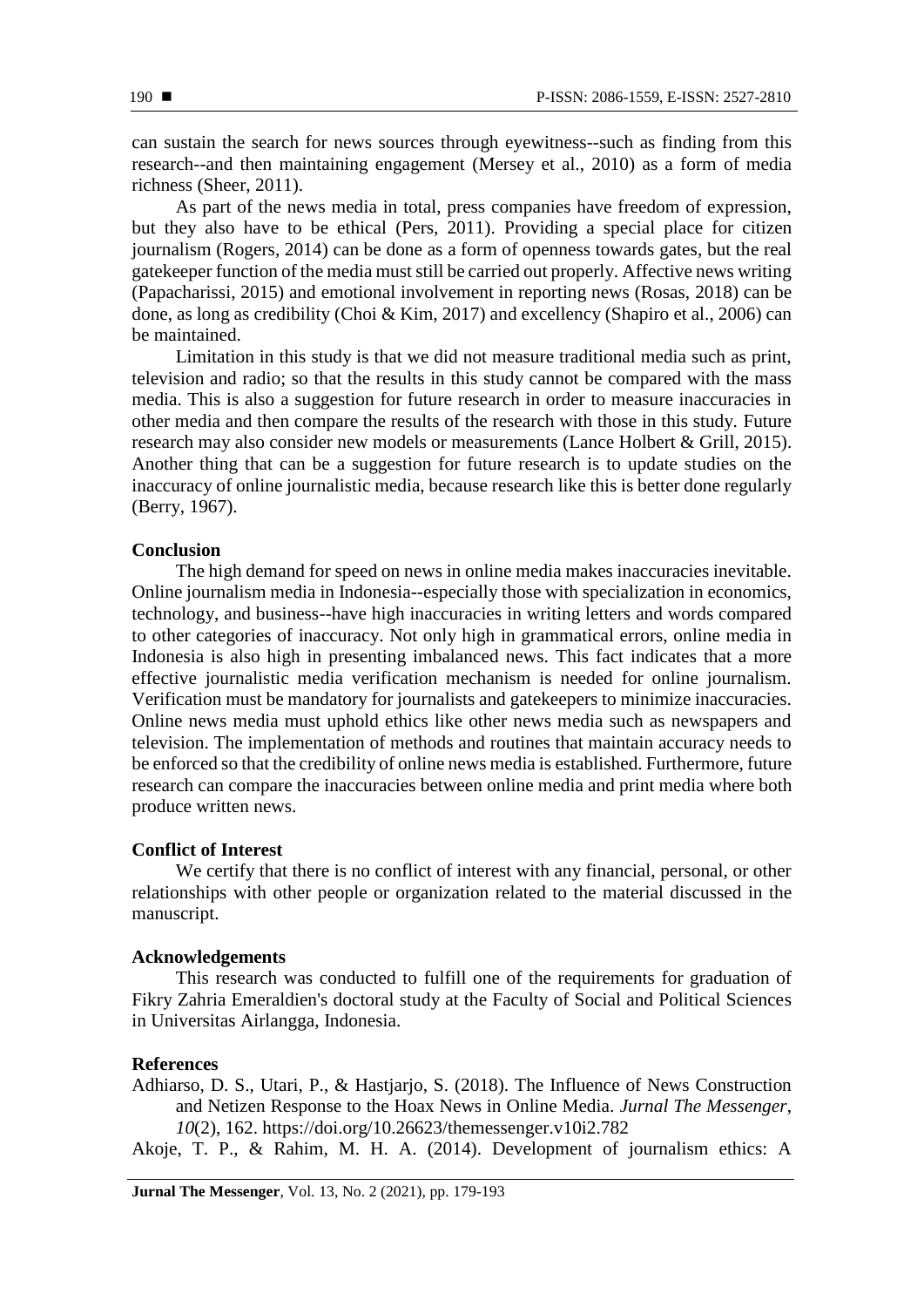can sustain the search for news sources through eyewitness--such as finding from this research--and then maintaining engagement (Mersey et al., 2010) as a form of media richness (Sheer, 2011).

As part of the news media in total, press companies have freedom of expression, but they also have to be ethical (Pers, 2011). Providing a special place for citizen journalism (Rogers, 2014) can be done as a form of openness towards gates, but the real gatekeeper function of the media must still be carried out properly. Affective news writing (Papacharissi, 2015) and emotional involvement in reporting news (Rosas, 2018) can be done, as long as credibility (Choi & Kim, 2017) and excellency (Shapiro et al., 2006) can be maintained.

Limitation in this study is that we did not measure traditional media such as print, television and radio; so that the results in this study cannot be compared with the mass media. This is also a suggestion for future research in order to measure inaccuracies in other media and then compare the results of the research with those in this study. Future research may also consider new models or measurements (Lance Holbert & Grill, 2015). Another thing that can be a suggestion for future research is to update studies on the inaccuracy of online journalistic media, because research like this is better done regularly (Berry, 1967).

**Conclusion**

The high demand for speed on news in online media makes inaccuracies inevitable. Online journalism media in Indonesia--especially those with specialization in economics, technology, and business--have high inaccuracies in writing letters and words compared to other categories of inaccuracy. Not only high in grammatical errors, online media in Indonesia is also high in presenting imbalanced news. This fact indicates that a more effective journalistic media verification mechanism is needed for online journalism. Verification must be mandatory for journalists and gatekeepers to minimize inaccuracies. Online news media must uphold ethics like other news media such as newspapers and television. The implementation of methods and routines that maintain accuracy needs to be enforced so that the credibility of online news media is established. Furthermore, future research can compare the inaccuracies between online media and print media where both produce written news.

**Conflict of Interest**

We certify that there is no conflict of interest with any financial, personal, or other relationships with other people or organization related to the material discussed in the manuscript.

**Acknowledgements**

This research was conducted to fulfill one of the requirements for graduation of Fikry Zahria Emeraldien's doctoral study at the Faculty of Social and Political Sciences in Universitas Airlangga, Indonesia.

**References**

Adhiarso, D. S., Utari, P., & Hastjarjo, S. (2018). The Influence of News Construction and Netizen Response to the Hoax News in Online Media. *Jurnal The Messenger*, *10*(2), 162. https://doi.org/10.26623/themessenger.v10i2.782

Akoje, T. P., & Rahim, M. H. A. (2014). Development of journalism ethics: A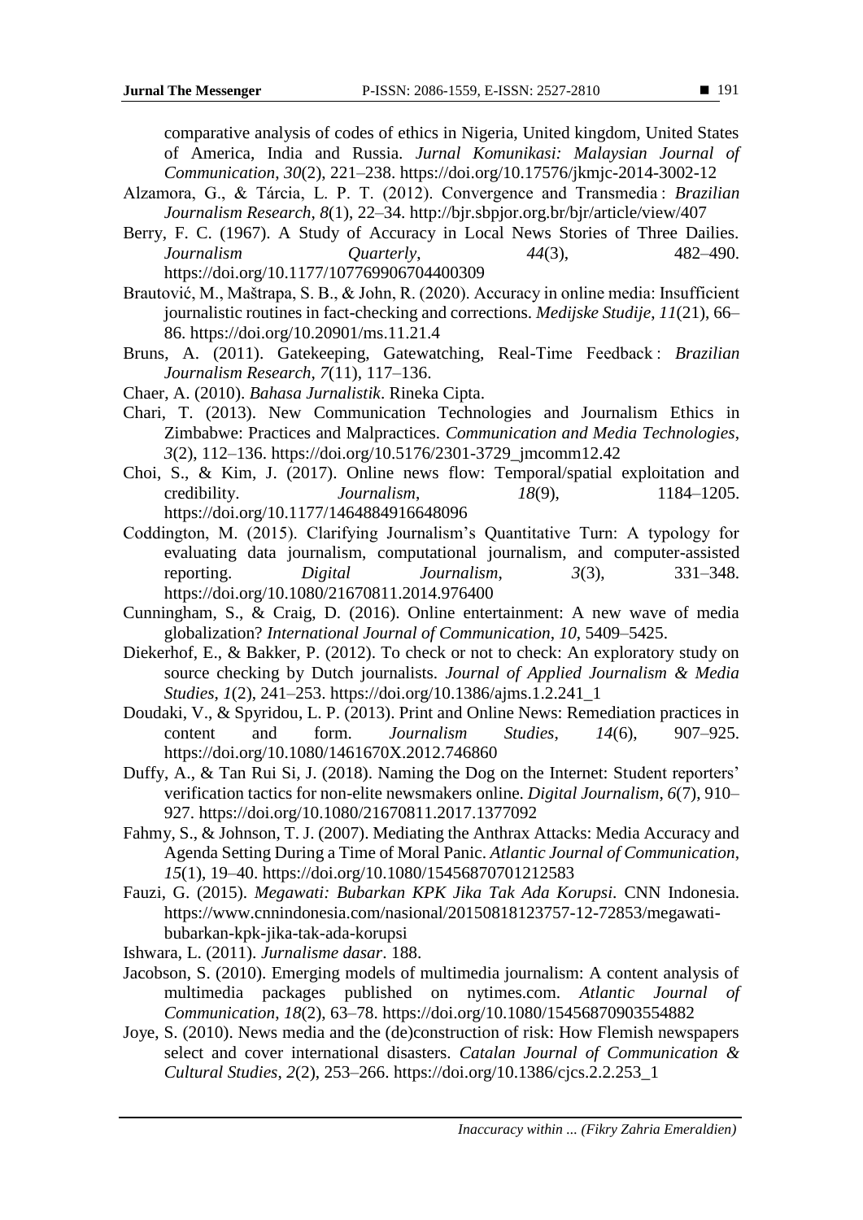comparative analysis of codes of ethics in Nigeria, United kingdom, United States of America, India and Russia. *Jurnal Komunikasi: Malaysian Journal of Communication*, *30*(2), 221–238. https://doi.org/10.17576/jkmjc-2014-3002-12

Alzamora, G., & Tárcia, L. P. T. (2012). Convergence and Transmedia : *Brazilian Journalism Research*, *8*(1), 22–34. http://bjr.sbpjor.org.br/bjr/article/view/407

Berry, F. C. (1967). A Study of Accuracy in Local News Stories of Three Dailies. *Journalism Quarterly*, *44*(3), 482–490. https://doi.org/10.1177/107769906704400309

Brautović, M., Maštrapa, S. B., & John, R. (2020). Accuracy in online media: Insufficient journalistic routines in fact-checking and corrections. *Medijske Studije*, *11*(21), 66–86. https://doi.org/10.20901/ms.11.21.4

Bruns, A. (2011). Gatekeeping, Gatewatching, Real-Time Feedback : *Brazilian Journalism Research*, *7*(11), 117–136.

Chaer, A. (2010). *Bahasa Jurnalistik*. Rineka Cipta.

Chari, T. (2013). New Communication Technologies and Journalism Ethics in Zimbabwe: Practices and Malpractices. *Communication and Media Technologies*, *3*(2), 112–136. https://doi.org/10.5176/2301-3729_jmcomm12.42

Choi, S., & Kim, J. (2017). Online news flow: Temporal/spatial exploitation and credibility. *Journalism*, *18*(9), 1184–1205. https://doi.org/10.1177/1464884916648096

Coddington, M. (2015). Clarifying Journalism's Quantitative Turn: A typology for evaluating data journalism, computational journalism, and computer-assisted reporting. *Digital Journalism*, *3*(3), 331–348. https://doi.org/10.1080/21670811.2014.976400

Cunningham, S., & Craig, D. (2016). Online entertainment: A new wave of media globalization? *International Journal of Communication*, *10*, 5409–5425.

Diekerhof, E., & Bakker, P. (2012). To check or not to check: An exploratory study on source checking by Dutch journalists. *Journal of Applied Journalism & Media Studies*, *1*(2), 241–253. https://doi.org/10.1386/ajms.1.2.241_1

Doudaki, V., & Spyridou, L. P. (2013). Print and Online News: Remediation practices in content and form. *Journalism Studies*, *14*(6), 907–925. https://doi.org/10.1080/1461670X.2012.746860

Duffy, A., & Tan Rui Si, J. (2018). Naming the Dog on the Internet: Student reporters' verification tactics for non-elite newsmakers online. *Digital Journalism*, *6*(7), 910–927. https://doi.org/10.1080/21670811.2017.1377092

Fahmy, S., & Johnson, T. J. (2007). Mediating the Anthrax Attacks: Media Accuracy and Agenda Setting During a Time of Moral Panic. *Atlantic Journal of Communication*, *15*(1), 19–40. https://doi.org/10.1080/15456870701212583

Fauzi, G. (2015). *Megawati: Bubarkan KPK Jika Tak Ada Korupsi*. CNN Indonesia. https://www.cnnindonesia.com/nasional/20150818123757-12-72853/megawati-bubarkan-kpk-jika-tak-ada-korupsi

Ishwara, L. (2011). *Jurnalisme dasar*. 188.

Jacobson, S. (2010). Emerging models of multimedia journalism: A content analysis of multimedia packages published on nytimes.com. *Atlantic Journal of Communication*, *18*(2), 63–78. https://doi.org/10.1080/15456870903554882

Joye, S. (2010). News media and the (de)construction of risk: How Flemish newspapers select and cover international disasters. *Catalan Journal of Communication & Cultural Studies*, *2*(2), 253–266. https://doi.org/10.1386/cjcs.2.2.253_1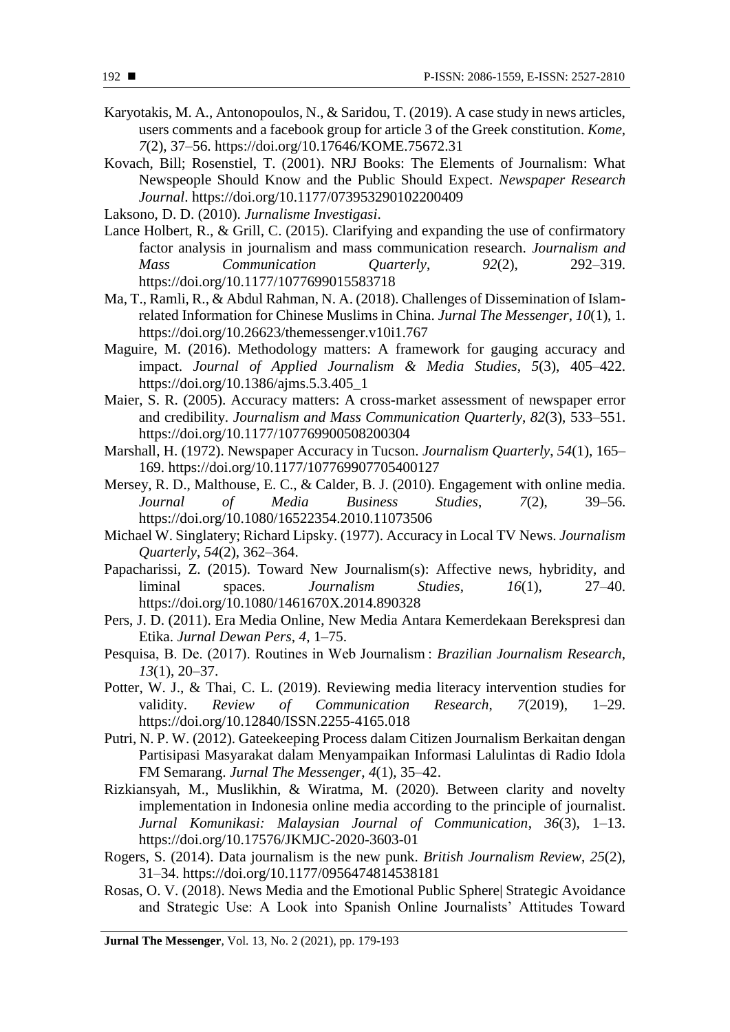Karyotakis, M. A., Antonopoulos, N., & Saridou, T. (2019). A case study in news articles, users comments and a facebook group for article 3 of the Greek constitution. *Kome*, *7*(2), 37–56. https://doi.org/10.17646/KOME.75672.31

Kovach, Bill; Rosenstiel, T. (2001). NRJ Books: The Elements of Journalism: What Newspeople Should Know and the Public Should Expect. *Newspaper Research Journal*. https://doi.org/10.1177/073953290102200409

Laksono, D. D. (2010). *Jurnalisme Investigasi*.

Lance Holbert, R., & Grill, C. (2015). Clarifying and expanding the use of confirmatory factor analysis in journalism and mass communication research. *Journalism and Mass Communication Quarterly*, *92*(2), 292–319. https://doi.org/10.1177/1077699015583718

Ma, T., Ramli, R., & Abdul Rahman, N. A. (2018). Challenges of Dissemination of Islam-related Information for Chinese Muslims in China. *Jurnal The Messenger*, *10*(1), 1. https://doi.org/10.26623/themessenger.v10i1.767

Maguire, M. (2016). Methodology matters: A framework for gauging accuracy and impact. *Journal of Applied Journalism & Media Studies*, *5*(3), 405–422. https://doi.org/10.1386/ajms.5.3.405_1

Maier, S. R. (2005). Accuracy matters: A cross-market assessment of newspaper error and credibility. *Journalism and Mass Communication Quarterly*, *82*(3), 533–551. https://doi.org/10.1177/107769900508200304

Marshall, H. (1972). Newspaper Accuracy in Tucson. *Journalism Quarterly*, *54*(1), 165–169. https://doi.org/10.1177/107769907705400127

Mersey, R. D., Malthouse, E. C., & Calder, B. J. (2010). Engagement with online media. *Journal of Media Business Studies*, *7*(2), 39–56. https://doi.org/10.1080/16522354.2010.11073506

Michael W. Singlatery; Richard Lipsky. (1977). Accuracy in Local TV News. *Journalism Quarterly*, *54*(2), 362–364.

Papacharissi, Z. (2015). Toward New Journalism(s): Affective news, hybridity, and liminal spaces. *Journalism Studies*, *16*(1), 27–40. https://doi.org/10.1080/1461670X.2014.890328

Pers, J. D. (2011). Era Media Online, New Media Antara Kemerdekaan Berekspresi dan Etika. *Jurnal Dewan Pers*, *4*, 1–75.

Pesquisa, B. De. (2017). Routines in Web Journalism : *Brazilian Journalism Research*, *13*(1), 20–37.

Potter, W. J., & Thai, C. L. (2019). Reviewing media literacy intervention studies for validity. *Review of Communication Research*, *7*(2019), 1–29. https://doi.org/10.12840/ISSN.2255-4165.018

Putri, N. P. W. (2012). Gateekeeping Process dalam Citizen Journalism Berkaitan dengan Partisipasi Masyarakat dalam Menyampaikan Informasi Lalulintas di Radio Idola FM Semarang. *Jurnal The Messenger*, *4*(1), 35–42.

Rizkiansyah, M., Muslikhin, & Wiratma, M. (2020). Between clarity and novelty implementation in Indonesia online media according to the principle of journalist. *Jurnal Komunikasi: Malaysian Journal of Communication*, *36*(3), 1–13. https://doi.org/10.17576/JKMJC-2020-3603-01

Rogers, S. (2014). Data journalism is the new punk. *British Journalism Review*, *25*(2), 31–34. https://doi.org/10.1177/0956474814538181

Rosas, O. V. (2018). News Media and the Emotional Public Sphere| Strategic Avoidance and Strategic Use: A Look into Spanish Online Journalists' Attitudes Toward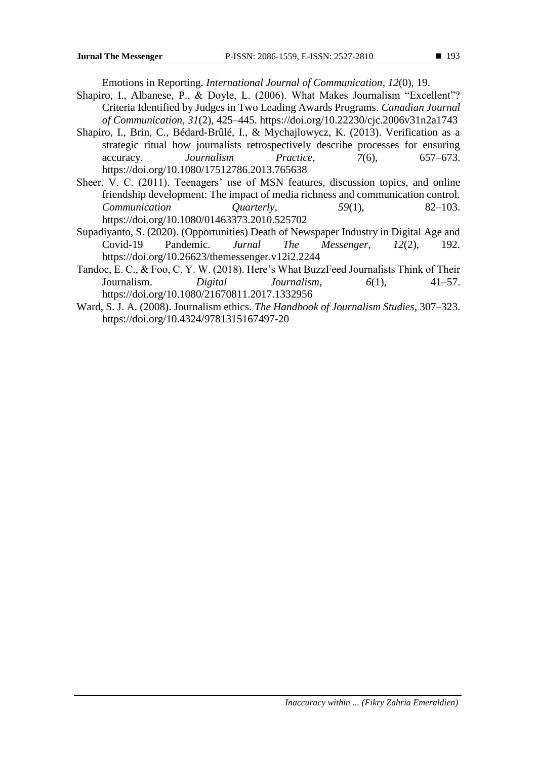Emotions in Reporting. *International Journal of Communication*, *12*(0), 19.

Shapiro, I., Albanese, P., & Doyle, L. (2006). What Makes Journalism "Excellent"? Criteria Identified by Judges in Two Leading Awards Programs. *Canadian Journal of Communication*, *31*(2), 425–445. https://doi.org/10.22230/cjc.2006v31n2a1743

Shapiro, I., Brin, C., Bédard-Brûlé, I., & Mychajlowycz, K. (2013). Verification as a strategic ritual how journalists retrospectively describe processes for ensuring accuracy. *Journalism Practice*, *7*(6), 657–673. https://doi.org/10.1080/17512786.2013.765638

Sheer, V. C. (2011). Teenagers' use of MSN features, discussion topics, and online friendship development: The impact of media richness and communication control. *Communication Quarterly*, *59*(1), 82–103. https://doi.org/10.1080/01463373.2010.525702

Supadiyanto, S. (2020). (Opportunities) Death of Newspaper Industry in Digital Age and Covid-19 Pandemic. *Jurnal The Messenger*, *12*(2), 192. https://doi.org/10.26623/themessenger.v12i2.2244

Tandoc, E. C., & Foo, C. Y. W. (2018). Here's What BuzzFeed Journalists Think of Their Journalism. *Digital Journalism*, *6*(1), 41–57. https://doi.org/10.1080/21670811.2017.1332956

Ward, S. J. A. (2008). Journalism ethics. *The Handbook of Journalism Studies*, 307–323. https://doi.org/10.4324/9781315167497-20